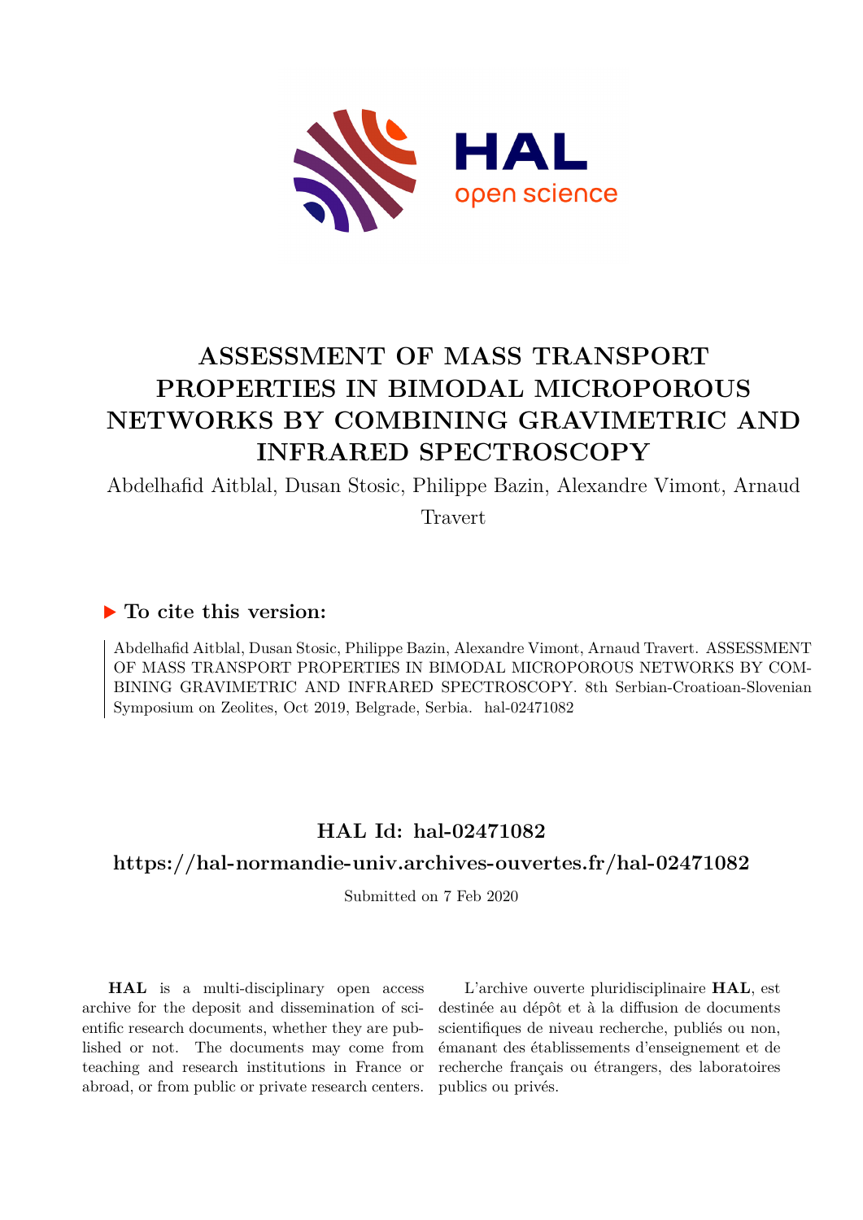# ASSESSMENT OF MASS TRANSPORT PROPERTIES IN BIMODAL MICROPOROUS NETWORKS BY COMBINING GRAVIMETRIC AND INFRARED SPECTROSCOPY

Abdelhafid Aitblal, Dusan Stosic, Philippe Bazin, Alexandre Vimont, Arnaud Travert

## ▶ To cite this version:

Abdelhafid Aitblal, Dusan Stosic, Philippe Bazin, Alexandre Vimont, Arnaud Travert. ASSESSMENT OF MASS TRANSPORT PROPERTIES IN BIMODAL MICROPOROUS NETWORKS BY COMBINING GRAVIMETRIC AND INFRARED SPECTROSCOPY. 8th Serbian-Croatioan-Slovenian Symposium on Zeolites, Oct 2019, Belgrade, Serbia. hal-02471082

## HAL Id: hal-02471082

## https://hal-normandie-univ.archives-ouvertes.fr/hal-02471082

Submitted on 7 Feb 2020

**HAL** is a multi-disciplinary open access archive for the deposit and dissemination of scientific research documents, whether they are published or not. The documents may come from teaching and research institutions in France or abroad, or from public or private research centers.

L'archive ouverte pluridisciplinaire **HAL**, est destinée au dépôt et à la diffusion de documents scientifiques de niveau recherche, publiés ou non, émanant des établissements d'enseignement et de recherche français ou étrangers, des laboratoires publics ou privés.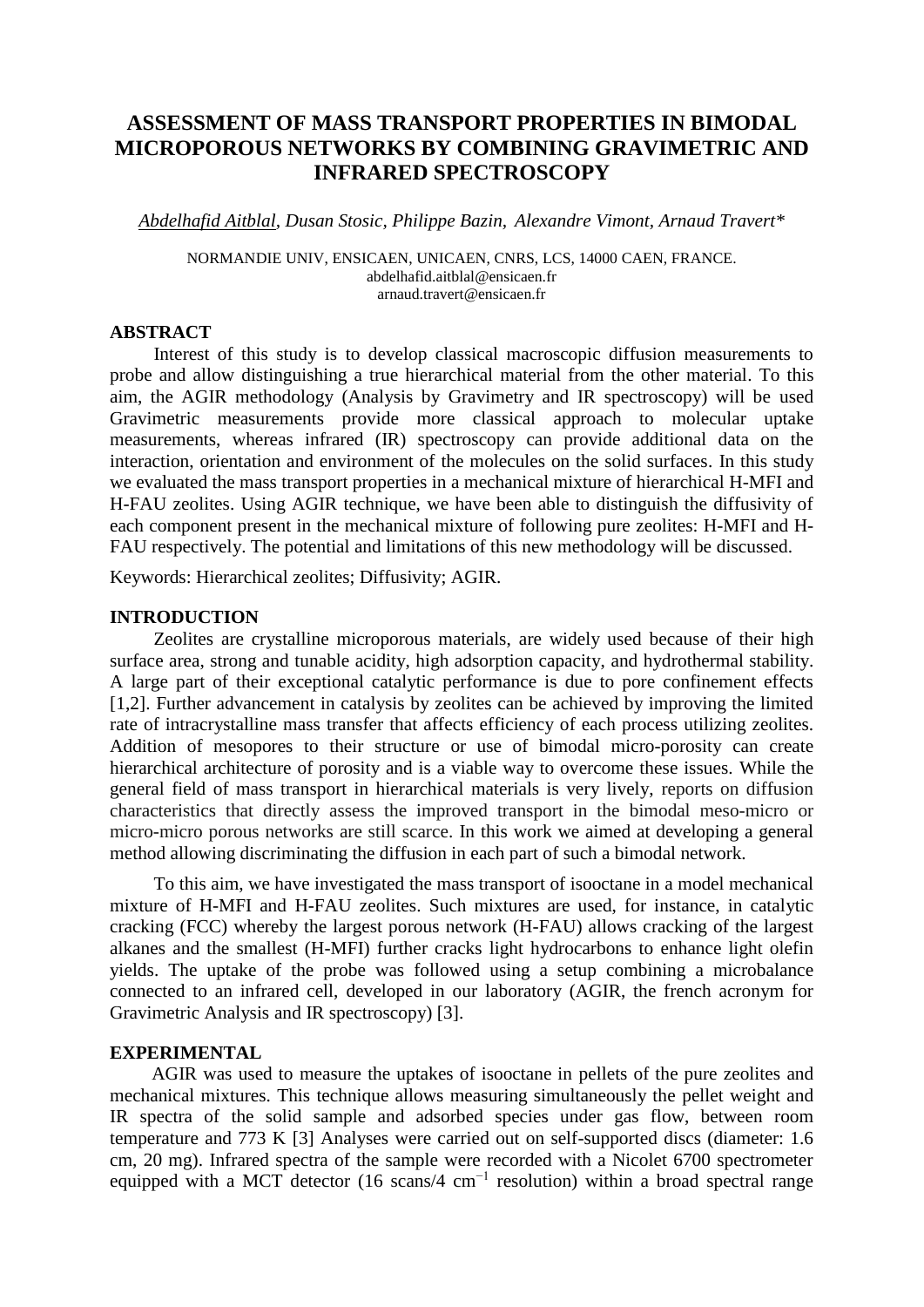# ASSESSMENT OF MASS TRANSPORT PROPERTIES IN BIMODAL MICROPOROUS NETWORKS BY COMBINING GRAVIMETRIC AND INFRARED SPECTROSCOPY

*Abdelhafid Aitblal, Dusan Stosic, Philippe Bazin, Alexandre Vimont, Arnaud Travert**

NORMANDIE UNIV, ENSICAEN, UNICAEN, CNRS, LCS, 14000 CAEN, FRANCE.
abdelhafid.aitblal@ensicaen.fr
arnaud.travert@ensicaen.fr

## ABSTRACT

Interest of this study is to develop classical macroscopic diffusion measurements to probe and allow distinguishing a true hierarchical material from the other material. To this aim, the AGIR methodology (Analysis by Gravimetry and IR spectroscopy) will be used Gravimetric measurements provide more classical approach to molecular uptake measurements, whereas infrared (IR) spectroscopy can provide additional data on the interaction, orientation and environment of the molecules on the solid surfaces. In this study we evaluated the mass transport properties in a mechanical mixture of hierarchical H-MFI and H-FAU zeolites. Using AGIR technique, we have been able to distinguish the diffusivity of each component present in the mechanical mixture of following pure zeolites: H-MFI and H-FAU respectively. The potential and limitations of this new methodology will be discussed.

Keywords: Hierarchical zeolites; Diffusivity; AGIR.

## INTRODUCTION

Zeolites are crystalline microporous materials, are widely used because of their high surface area, strong and tunable acidity, high adsorption capacity, and hydrothermal stability. A large part of their exceptional catalytic performance is due to pore confinement effects [1,2]. Further advancement in catalysis by zeolites can be achieved by improving the limited rate of intracrystalline mass transfer that affects efficiency of each process utilizing zeolites. Addition of mesopores to their structure or use of bimodal micro-porosity can create hierarchical architecture of porosity and is a viable way to overcome these issues. While the general field of mass transport in hierarchical materials is very lively, reports on diffusion characteristics that directly assess the improved transport in the bimodal meso-micro or micro-micro porous networks are still scarce. In this work we aimed at developing a general method allowing discriminating the diffusion in each part of such a bimodal network.

To this aim, we have investigated the mass transport of isooctane in a model mechanical mixture of H-MFI and H-FAU zeolites. Such mixtures are used, for instance, in catalytic cracking (FCC) whereby the largest porous network (H-FAU) allows cracking of the largest alkanes and the smallest (H-MFI) further cracks light hydrocarbons to enhance light olefin yields. The uptake of the probe was followed using a setup combining a microbalance connected to an infrared cell, developed in our laboratory (AGIR, the french acronym for Gravimetric Analysis and IR spectroscopy) [3].

## EXPERIMENTAL

AGIR was used to measure the uptakes of isooctane in pellets of the pure zeolites and mechanical mixtures. This technique allows measuring simultaneously the pellet weight and IR spectra of the solid sample and adsorbed species under gas flow, between room temperature and 773 K [3] Analyses were carried out on self-supported discs (diameter: 1.6 cm, 20 mg). Infrared spectra of the sample were recorded with a Nicolet 6700 spectrometer equipped with a MCT detector (16 scans/4 $cm^{-1}$ resolution) within a broad spectral range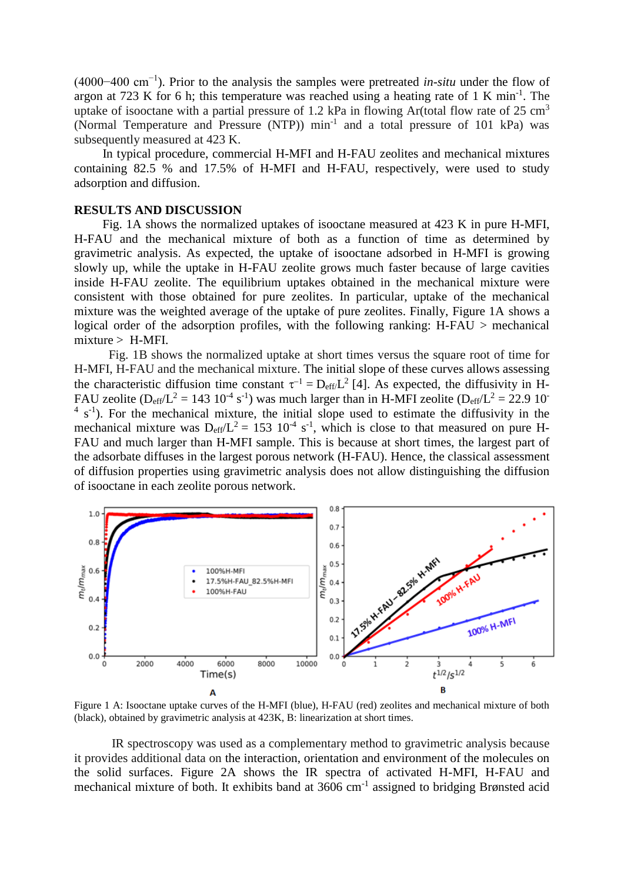(4000−400 $cm^{-1}$). Prior to the analysis the samples were pretreated *in-situ* under the flow of argon at 723 K for 6 h; this temperature was reached using a heating rate of 1 K $min^{-1}$. The uptake of isooctane with a partial pressure of 1.2 kPa in flowing Ar(total flow rate of 25 $cm^3$ (Normal Temperature and Pressure (NTP)) $min^{-1}$ and a total pressure of 101 kPa) was subsequently measured at 423 K.

In typical procedure, commercial H-MFI and H-FAU zeolites and mechanical mixtures containing 82.5 % and 17.5% of H-MFI and H-FAU, respectively, were used to study adsorption and diffusion.

## RESULTS AND DISCUSSION

Fig. 1A shows the normalized uptakes of isooctane measured at 423 K in pure H-MFI, H-FAU and the mechanical mixture of both as a function of time as determined by gravimetric analysis. As expected, the uptake of isooctane adsorbed in H-MFI is growing slowly up, while the uptake in H-FAU zeolite grows much faster because of large cavities inside H-FAU zeolite. The equilibrium uptakes obtained in the mechanical mixture were consistent with those obtained for pure zeolites. In particular, uptake of the mechanical mixture was the weighted average of the uptake of pure zeolites. Finally, Figure 1A shows a logical order of the adsorption profiles, with the following ranking: H-FAU > mechanical mixture > H-MFI.

Fig. 1B shows the normalized uptake at short times versus the square root of time for H-MFI, H-FAU and the mechanical mixture. The initial slope of these curves allows assessing the characteristic diffusion time constant $\tau^{-1} = D_{eff}/L^2$ [4]. As expected, the diffusivity in H-FAU zeolite ($D_{eff}/L^2$ = 143 $10^{-4}$ $s^{-1}$) was much larger than in H-MFI zeolite ($D_{eff}/L^2$ = 22.9 $10^{-4}$ $s^{-1}$). For the mechanical mixture, the initial slope used to estimate the diffusivity in the mechanical mixture was $D_{eff}/L^2$ = 153 $10^{-4}$ $s^{-1}$, which is close to that measured on pure H-FAU and much larger than H-MFI sample. This is because at short times, the largest part of the adsorbate diffuses in the largest porous network (H-FAU). Hence, the classical assessment of diffusion properties using gravimetric analysis does not allow distinguishing the diffusion of isooctane in each zeolite porous network.

Figure 1 A: Isooctane uptake curves of the H-MFI (blue), H-FAU (red) zeolites and mechanical mixture of both (black), obtained by gravimetric analysis at 423K, B: linearization at short times.

IR spectroscopy was used as a complementary method to gravimetric analysis because it provides additional data on the interaction, orientation and environment of the molecules on the solid surfaces. Figure 2A shows the IR spectra of activated H-MFI, H-FAU and mechanical mixture of both. It exhibits band at 3606 $cm^{-1}$ assigned to bridging Brønsted acid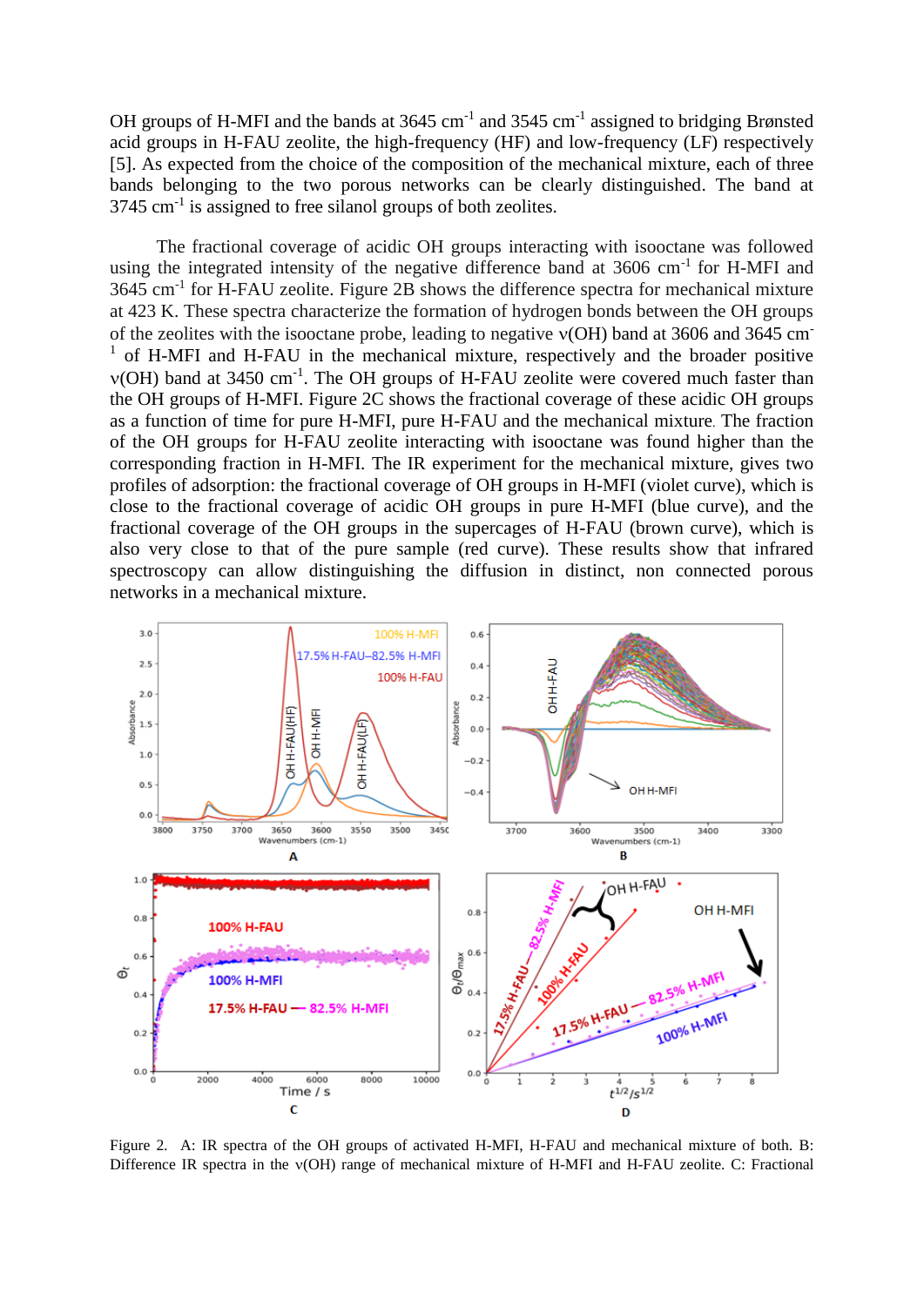OH groups of H-MFI and the bands at 3645 cm$^{-1}$ and 3545 cm$^{-1}$ assigned to bridging Brønsted acid groups in H-FAU zeolite, the high-frequency (HF) and low-frequency (LF) respectively [5]. As expected from the choice of the composition of the mechanical mixture, each of three bands belonging to the two porous networks can be clearly distinguished. The band at 3745 cm$^{-1}$ is assigned to free silanol groups of both zeolites.

The fractional coverage of acidic OH groups interacting with isooctane was followed using the integrated intensity of the negative difference band at 3606 cm$^{-1}$ for H-MFI and 3645 cm$^{-1}$ for H-FAU zeolite. Figure 2B shows the difference spectra for mechanical mixture at 423 K. These spectra characterize the formation of hydrogen bonds between the OH groups of the zeolites with the isooctane probe, leading to negative ν(OH) band at 3606 and 3645 cm$^{-1}$ of H-MFI and H-FAU in the mechanical mixture, respectively and the broader positive ν(OH) band at 3450 cm$^{-1}$. The OH groups of H-FAU zeolite were covered much faster than the OH groups of H-MFI. Figure 2C shows the fractional coverage of these acidic OH groups as a function of time for pure H-MFI, pure H-FAU and the mechanical mixture. The fraction of the OH groups for H-FAU zeolite interacting with isooctane was found higher than the corresponding fraction in H-MFI. The IR experiment for the mechanical mixture, gives two profiles of adsorption: the fractional coverage of OH groups in H-MFI (violet curve), which is close to the fractional coverage of acidic OH groups in pure H-MFI (blue curve), and the fractional coverage of the OH groups in the supercages of H-FAU (brown curve), which is also very close to that of the pure sample (red curve). These results show that infrared spectroscopy can allow distinguishing the diffusion in distinct, non connected porous networks in a mechanical mixture.

Figure 2. A: IR spectra of the OH groups of activated H-MFI, H-FAU and mechanical mixture of both. B: Difference IR spectra in the ν(OH) range of mechanical mixture of H-MFI and H-FAU zeolite. C: Fractional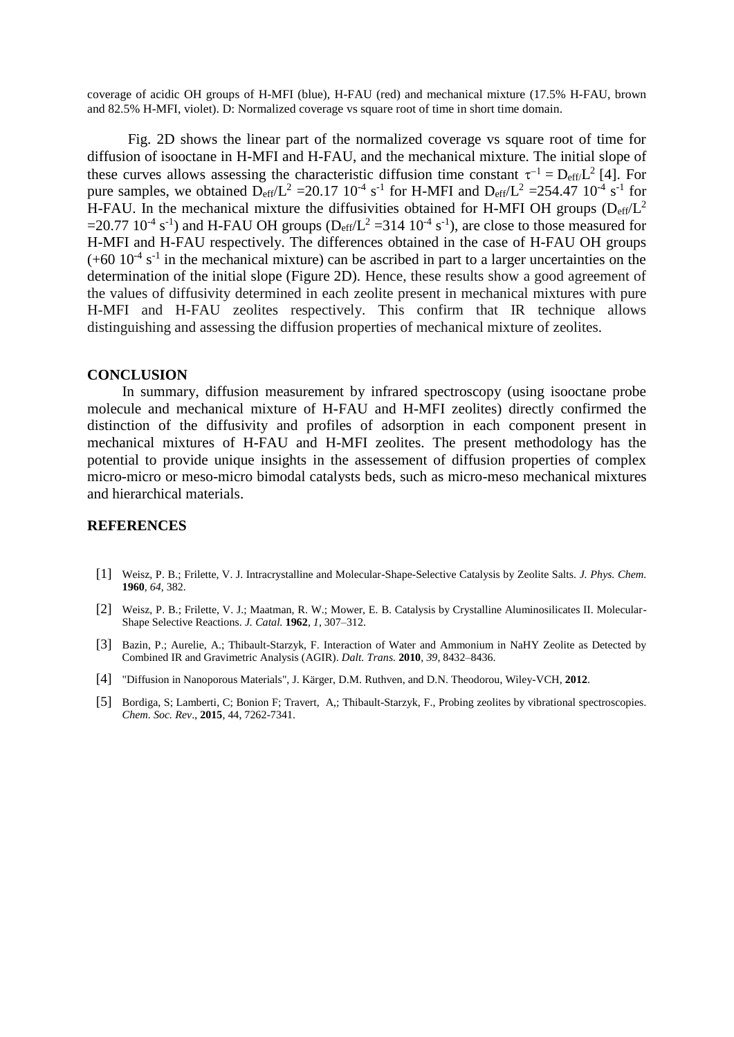coverage of acidic OH groups of H-MFI (blue), H-FAU (red) and mechanical mixture (17.5% H-FAU, brown and 82.5% H-MFI, violet). D: Normalized coverage vs square root of time in short time domain.

Fig. 2D shows the linear part of the normalized coverage vs square root of time for diffusion of isooctane in H-MFI and H-FAU, and the mechanical mixture. The initial slope of these curves allows assessing the characteristic diffusion time constant $\tau^{-1} = D_{eff}/L^2$ [4]. For pure samples, we obtained $D_{eff}/L^2 = 20.17\ 10^{-4}\ s^{-1}$ for H-MFI and $D_{eff}/L^2 = 254.47\ 10^{-4}\ s^{-1}$ for H-FAU. In the mechanical mixture the diffusivities obtained for H-MFI OH groups ($D_{eff}/L^2 = 20.77\ 10^{-4}\ s^{-1}$) and H-FAU OH groups ($D_{eff}/L^2 = 314\ 10^{-4}\ s^{-1}$), are close to those measured for H-MFI and H-FAU respectively. The differences obtained in the case of H-FAU OH groups ($+60\ 10^{-4}\ s^{-1}$ in the mechanical mixture) can be ascribed in part to a larger uncertainties on the determination of the initial slope (Figure 2D). Hence, these results show a good agreement of the values of diffusivity determined in each zeolite present in mechanical mixtures with pure H-MFI and H-FAU zeolites respectively. This confirm that IR technique allows distinguishing and assessing the diffusion properties of mechanical mixture of zeolites.

## CONCLUSION

In summary, diffusion measurement by infrared spectroscopy (using isooctane probe molecule and mechanical mixture of H-FAU and H-MFI zeolites) directly confirmed the distinction of the diffusivity and profiles of adsorption in each component present in mechanical mixtures of H-FAU and H-MFI zeolites. The present methodology has the potential to provide unique insights in the assessement of diffusion properties of complex micro-micro or meso-micro bimodal catalysts beds, such as micro-meso mechanical mixtures and hierarchical materials.

## REFERENCES

[1] Weisz, P. B.; Frilette, V. J. Intracrystalline and Molecular-Shape-Selective Catalysis by Zeolite Salts. *J. Phys. Chem.* **1960**, *64*, 382.

[2] Weisz, P. B.; Frilette, V. J.; Maatman, R. W.; Mower, E. B. Catalysis by Crystalline Aluminosilicates II. Molecular-Shape Selective Reactions. *J. Catal.* **1962**, *1*, 307–312.

[3] Bazin, P.; Aurelie, A.; Thibault-Starzyk, F. Interaction of Water and Ammonium in NaHY Zeolite as Detected by Combined IR and Gravimetric Analysis (AGIR). *Dalt. Trans.* **2010**, *39*, 8432–8436.

[4] "Diffusion in Nanoporous Materials", J. Kärger, D.M. Ruthven, and D.N. Theodorou, Wiley-VCH, **2012**.

[5] Bordiga, S; Lamberti, C; Bonion F; Travert, A,; Thibault-Starzyk, F., Probing zeolites by vibrational spectroscopies. *Chem. Soc. Rev*., **2015**, 44, 7262-7341.